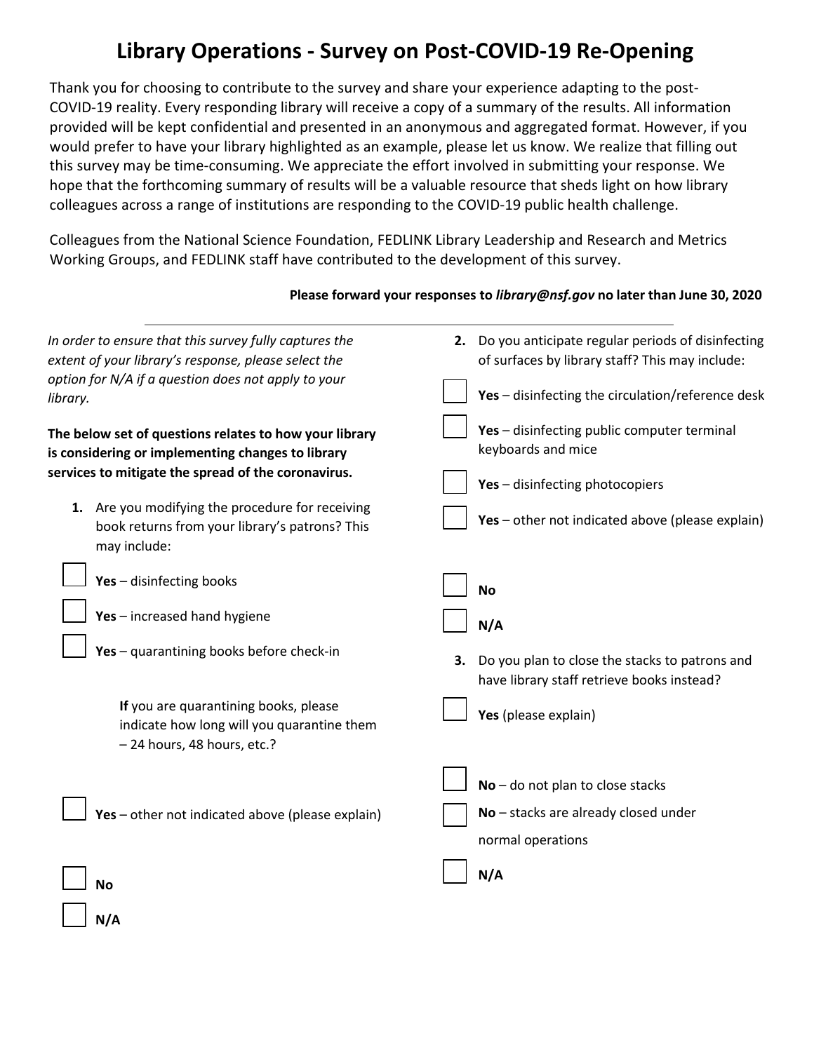# Library Operations - Survey on Post-COVID-19 Re-Opening

Thank you for choosing to contribute to the survey and share your experience adapting to the post-COVID-19 reality. Every responding library will receive a copy of a summary of the results. All information provided will be kept confidential and presented in an anonymous and aggregated format. However, if you would prefer to have your library highlighted as an example, please let us know. We realize that filling out this survey may be time-consuming. We appreciate the effort involved in submitting your response. We hope that the forthcoming summary of results will be a valuable resource that sheds light on how library colleagues across a range of institutions are responding to the COVID-19 public health challenge.

Colleagues from the National Science Foundation, FEDLINK Library Leadership and Research and Metrics Working Groups, and FEDLINK staff have contributed to the development of this survey.

**Please forward your responses to *library@nsf.gov* no later than June 30, 2020**

---

*In order to ensure that this survey fully captures the extent of your library's response, please select the option for N/A if a question does not apply to your library.*

**The below set of questions relates to how your library is considering or implementing changes to library services to mitigate the spread of the coronavirus.**

1. Are you modifying the procedure for receiving book returns from your library's patrons? This may include:

- [ ] **Yes** – disinfecting books
- [ ] **Yes** – increased hand hygiene
- [ ] **Yes** – quarantining books before check-in

  **If** you are quarantining books, please indicate how long will you quarantine them – 24 hours, 48 hours, etc.?

- [ ] **Yes** – other not indicated above (please explain)
- [ ] **No**
- [ ] **N/A**

2. Do you anticipate regular periods of disinfecting of surfaces by library staff? This may include:

- [ ] **Yes** – disinfecting the circulation/reference desk
- [ ] **Yes** – disinfecting public computer terminal keyboards and mice
- [ ] **Yes** – disinfecting photocopiers
- [ ] **Yes** – other not indicated above (please explain)
- [ ] **No**
- [ ] **N/A**

3. Do you plan to close the stacks to patrons and have library staff retrieve books instead?

- [ ] **Yes** (please explain)
- [ ] **No** – do not plan to close stacks
- [ ] **No** – stacks are already closed under normal operations
- [ ] **N/A**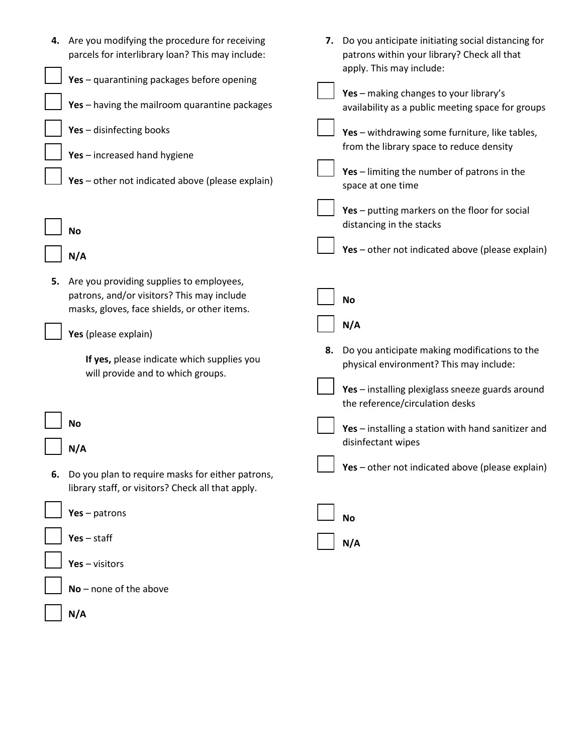4. Are you modifying the procedure for receiving parcels for interlibrary loan? This may include:

- [ ] **Yes** – quarantining packages before opening
- [ ] **Yes** – having the mailroom quarantine packages
- [ ] **Yes** – disinfecting books
- [ ] **Yes** – increased hand hygiene
- [ ] **Yes** – other not indicated above (please explain)
- [ ] **No**
- [ ] **N/A**

5. Are you providing supplies to employees, patrons, and/or visitors? This may include masks, gloves, face shields, or other items.

- [ ] **Yes** (please explain)

  **If yes,** please indicate which supplies you will provide and to which groups.

- [ ] **No**
- [ ] **N/A**

6. Do you plan to require masks for either patrons, library staff, or visitors? Check all that apply.

- [ ] **Yes** – patrons
- [ ] **Yes** – staff
- [ ] **Yes** – visitors
- [ ] **No** – none of the above
- [ ] **N/A**

7. Do you anticipate initiating social distancing for patrons within your library? Check all that apply. This may include:

- [ ] **Yes** – making changes to your library's availability as a public meeting space for groups
- [ ] **Yes** – withdrawing some furniture, like tables, from the library space to reduce density
- [ ] **Yes** – limiting the number of patrons in the space at one time
- [ ] **Yes** – putting markers on the floor for social distancing in the stacks
- [ ] **Yes** – other not indicated above (please explain)
- [ ] **No**
- [ ] **N/A**

8. Do you anticipate making modifications to the physical environment? This may include:

- [ ] **Yes** – installing plexiglass sneeze guards around the reference/circulation desks
- [ ] **Yes** – installing a station with hand sanitizer and disinfectant wipes
- [ ] **Yes** – other not indicated above (please explain)
- [ ] **No**
- [ ] **N/A**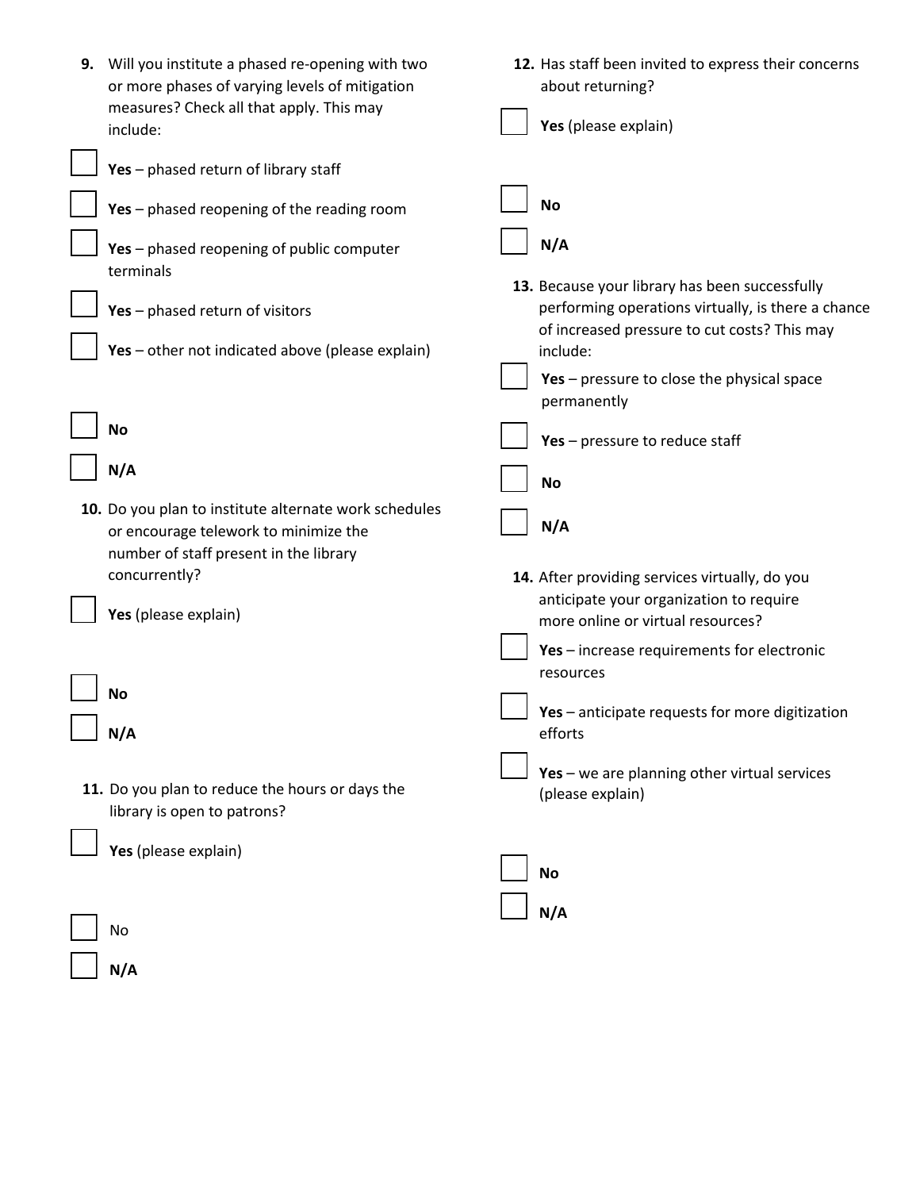9. Will you institute a phased re-opening with two or more phases of varying levels of mitigation measures? Check all that apply. This may include:

- [ ] **Yes** – phased return of library staff
- [ ] **Yes** – phased reopening of the reading room
- [ ] **Yes** – phased reopening of public computer terminals
- [ ] **Yes** – phased return of visitors
- [ ] **Yes** – other not indicated above (please explain)
- [ ] **No**
- [ ] **N/A**

10. Do you plan to institute alternate work schedules or encourage telework to minimize the number of staff present in the library concurrently?

- [ ] **Yes** (please explain)
- [ ] **No**
- [ ] **N/A**

11. Do you plan to reduce the hours or days the library is open to patrons?

- [ ] **Yes** (please explain)
- [ ] No
- [ ] **N/A**

12. Has staff been invited to express their concerns about returning?

- [ ] **Yes** (please explain)
- [ ] **No**
- [ ] **N/A**

13. Because your library has been successfully performing operations virtually, is there a chance of increased pressure to cut costs? This may include:

- [ ] **Yes** – pressure to close the physical space permanently
- [ ] **Yes** – pressure to reduce staff
- [ ] **No**
- [ ] **N/A**

14. After providing services virtually, do you anticipate your organization to require more online or virtual resources?

- [ ] **Yes** – increase requirements for electronic resources
- [ ] **Yes** – anticipate requests for more digitization efforts
- [ ] **Yes** – we are planning other virtual services (please explain)
- [ ] **No**
- [ ] **N/A**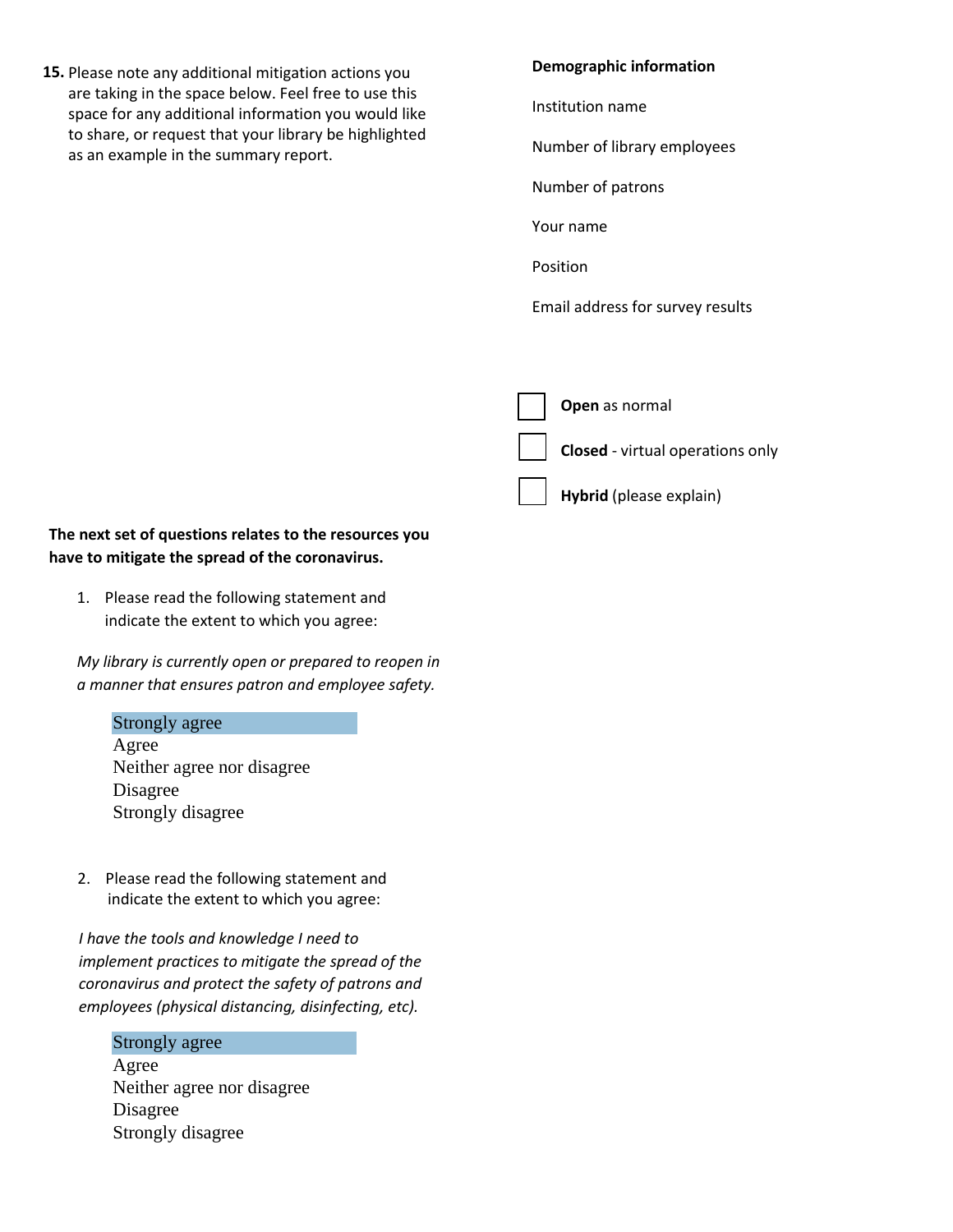**15.** Please note any additional mitigation actions you are taking in the space below. Feel free to use this space for any additional information you would like to share, or request that your library be highlighted as an example in the summary report.

**Demographic information**

Institution name

Number of library employees

Number of patrons

Your name

Position

Email address for survey results

☐ **Open** as normal

☐ **Closed** - virtual operations only

☐ **Hybrid** (please explain)

**The next set of questions relates to the resources you have to mitigate the spread of the coronavirus.**

1. Please read the following statement and indicate the extent to which you agree:

*My library is currently open or prepared to reopen in a manner that ensures patron and employee safety.*

Strongly agree
Agree
Neither agree nor disagree
Disagree
Strongly disagree

2. Please read the following statement and indicate the extent to which you agree:

*I have the tools and knowledge I need to implement practices to mitigate the spread of the coronavirus and protect the safety of patrons and employees (physical distancing, disinfecting, etc).*

Strongly agree
Agree
Neither agree nor disagree
Disagree
Strongly disagree